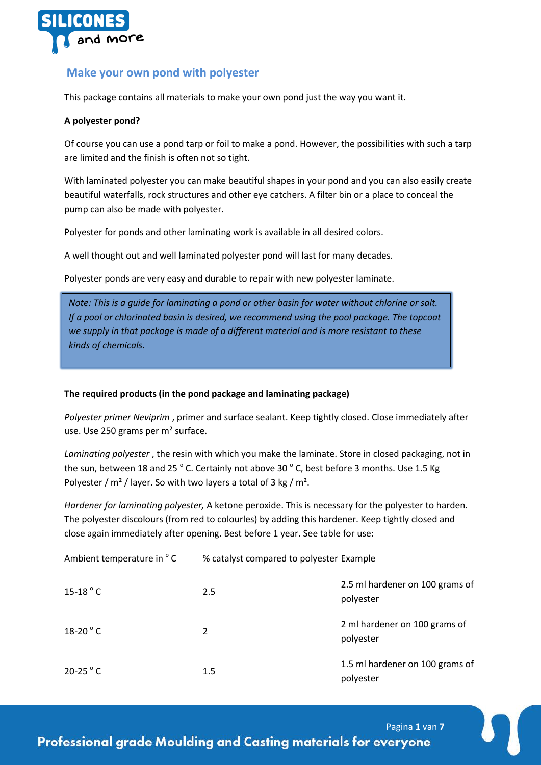## Make your own pond with polyester

This package contains all materials to make your own pond just the way you want it.

**A polyester pond?**

Of course you can use a pond tarp or foil to make a pond. However, the possibilities with such a tarp are limited and the finish is often not so tight.

With laminated polyester you can make beautiful shapes in your pond and you can also easily create beautiful waterfalls, rock structures and other eye catchers. A filter bin or a place to conceal the pump can also be made with polyester.

Polyester for ponds and other laminating work is available in all desired colors.

A well thought out and well laminated polyester pond will last for many decades.

Polyester ponds are very easy and durable to repair with new polyester laminate.

> *Note: This is a guide for laminating a pond or other basin for water without chlorine or salt. If a pool or chlorinated basin is desired, we recommend using the pool package. The topcoat we supply in that package is made of a different material and is more resistant to these kinds of chemicals.*

**The required products (in the pond package and laminating package)**

*Polyester primer Neviprim* , primer and surface sealant. Keep tightly closed. Close immediately after use. Use 250 grams per m² surface.

*Laminating polyester* , the resin with which you make the laminate. Store in closed packaging, not in the sun, between 18 and 25 ° C. Certainly not above 30 ° C, best before 3 months. Use 1.5 Kg Polyester / m² / layer. So with two layers a total of 3 kg / m².

*Hardener for laminating polyester,* A ketone peroxide. This is necessary for the polyester to harden. The polyester discolours (from red to colourles) by adding this hardener. Keep tightly closed and close again immediately after opening. Best before 1 year. See table for use:

| Ambient temperature in ° C | % catalyst compared to polyester | Example |
| --- | --- | --- |
| 15-18 ° C | 2.5 | 2.5 ml hardener on 100 grams of polyester |
| 18-20 ° C | 2 | 2 ml hardener on 100 grams of polyester |
| 20-25 ° C | 1.5 | 1.5 ml hardener on 100 grams of polyester |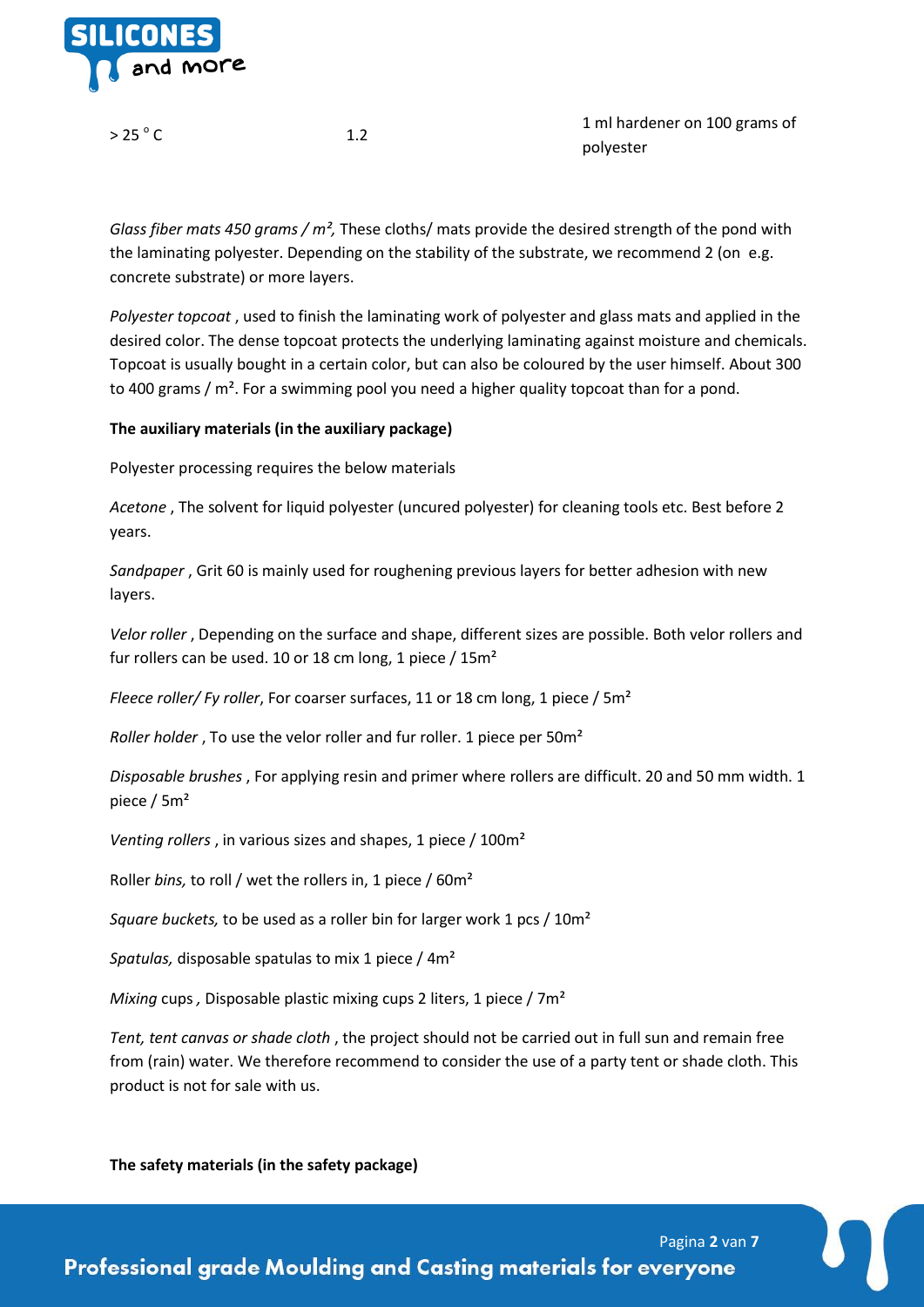| > 25 ° C | 1.2 | 1 ml hardener on 100 grams of polyester |
|---|---|---|

*Glass fiber mats 450 grams / m²,* These cloths/ mats provide the desired strength of the pond with the laminating polyester. Depending on the stability of the substrate, we recommend 2 (on e.g. concrete substrate) or more layers.

*Polyester topcoat* , used to finish the laminating work of polyester and glass mats and applied in the desired color. The dense topcoat protects the underlying laminating against moisture and chemicals. Topcoat is usually bought in a certain color, but can also be coloured by the user himself. About 300 to 400 grams / m². For a swimming pool you need a higher quality topcoat than for a pond.

**The auxiliary materials (in the auxiliary package)**

Polyester processing requires the below materials

*Acetone* , The solvent for liquid polyester (uncured polyester) for cleaning tools etc. Best before 2 years.

*Sandpaper* , Grit 60 is mainly used for roughening previous layers for better adhesion with new layers.

*Velor roller* , Depending on the surface and shape, different sizes are possible. Both velor rollers and fur rollers can be used. 10 or 18 cm long, 1 piece / 15m²

*Fleece roller/ Fy roller*, For coarser surfaces, 11 or 18 cm long, 1 piece / 5m²

*Roller holder* , To use the velor roller and fur roller. 1 piece per 50m²

*Disposable brushes* , For applying resin and primer where rollers are difficult. 20 and 50 mm width. 1 piece / 5m²

*Venting rollers* , in various sizes and shapes, 1 piece / 100m²

Roller *bins,* to roll / wet the rollers in, 1 piece / 60m²

*Square buckets,* to be used as a roller bin for larger work 1 pcs / 10m²

*Spatulas,* disposable spatulas to mix 1 piece / 4m²

*Mixing* cups *,* Disposable plastic mixing cups 2 liters, 1 piece / 7m²

*Tent, tent canvas or shade cloth* , the project should not be carried out in full sun and remain free from (rain) water. We therefore recommend to consider the use of a party tent or shade cloth. This product is not for sale with us.

**The safety materials (in the safety package)**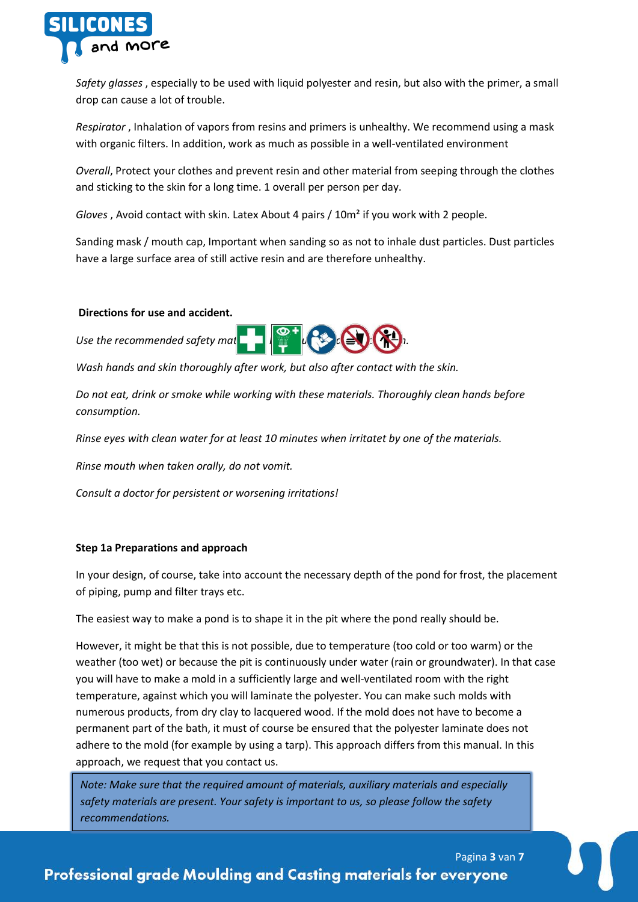*Safety glasses* , especially to be used with liquid polyester and resin, but also with the primer, a small drop can cause a lot of trouble.

*Respirator* , Inhalation of vapors from resins and primers is unhealthy. We recommend using a mask with organic filters. In addition, work as much as possible in a well-ventilated environment

*Overall*, Protect your clothes and prevent resin and other material from seeping through the clothes and sticking to the skin for a long time. 1 overall per person per day.

*Gloves* , Avoid contact with skin. Latex About 4 pairs / 10m² if you work with 2 people.

Sanding mask / mouth cap, Important when sanding so as not to inhale dust particles. Dust particles have a large surface area of still active resin and are therefore unhealthy.

**Directions for use and accident.**

*Use the recommended safety mat... n.*

*Wash hands and skin thoroughly after work, but also after contact with the skin.*

*Do not eat, drink or smoke while working with these materials. Thoroughly clean hands before consumption.*

*Rinse eyes with clean water for at least 10 minutes when irritatet by one of the materials.*

*Rinse mouth when taken orally, do not vomit.*

*Consult a doctor for persistent or worsening irritations!*

**Step 1a Preparations and approach**

In your design, of course, take into account the necessary depth of the pond for frost, the placement of piping, pump and filter trays etc.

The easiest way to make a pond is to shape it in the pit where the pond really should be.

However, it might be that this is not possible, due to temperature (too cold or too warm) or the weather (too wet) or because the pit is continuously under water (rain or groundwater). In that case you will have to make a mold in a sufficiently large and well-ventilated room with the right temperature, against which you will laminate the polyester. You can make such molds with numerous products, from dry clay to lacquered wood. If the mold does not have to become a permanent part of the bath, it must of course be ensured that the polyester laminate does not adhere to the mold (for example by using a tarp). This approach differs from this manual. In this approach, we request that you contact us.

*Note: Make sure that the required amount of materials, auxiliary materials and especially safety materials are present. Your safety is important to us, so please follow the safety recommendations.*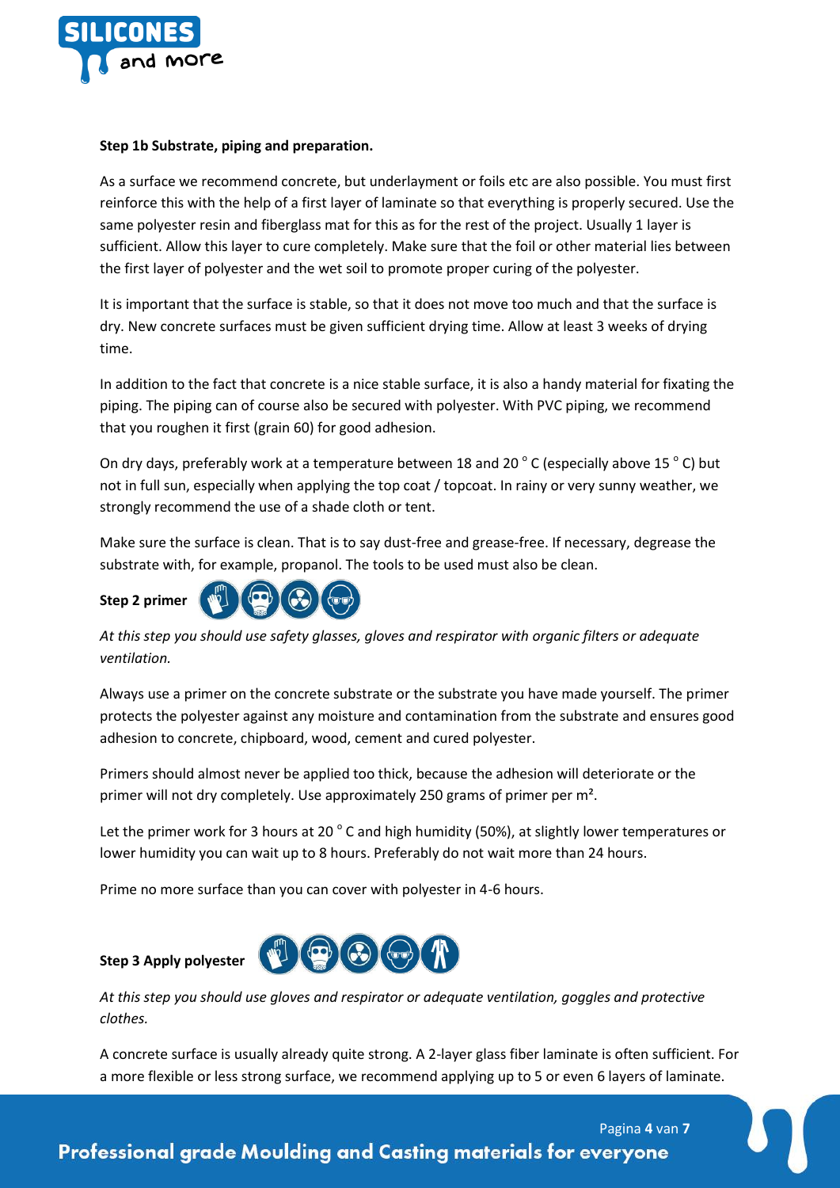**Step 1b Substrate, piping and preparation.**

As a surface we recommend concrete, but underlayment or foils etc are also possible. You must first reinforce this with the help of a first layer of laminate so that everything is properly secured. Use the same polyester resin and fiberglass mat for this as for the rest of the project. Usually 1 layer is sufficient. Allow this layer to cure completely. Make sure that the foil or other material lies between the first layer of polyester and the wet soil to promote proper curing of the polyester.

It is important that the surface is stable, so that it does not move too much and that the surface is dry. New concrete surfaces must be given sufficient drying time. Allow at least 3 weeks of drying time.

In addition to the fact that concrete is a nice stable surface, it is also a handy material for fixating the piping. The piping can of course also be secured with polyester. With PVC piping, we recommend that you roughen it first (grain 60) for good adhesion.

On dry days, preferably work at a temperature between 18 and 20 ° C (especially above 15 ° C) but not in full sun, especially when applying the top coat / topcoat. In rainy or very sunny weather, we strongly recommend the use of a shade cloth or tent.

Make sure the surface is clean. That is to say dust-free and grease-free. If necessary, degrease the substrate with, for example, propanol. The tools to be used must also be clean.

**Step 2 primer**

*At this step you should use safety glasses, gloves and respirator with organic filters or adequate ventilation.*

Always use a primer on the concrete substrate or the substrate you have made yourself. The primer protects the polyester against any moisture and contamination from the substrate and ensures good adhesion to concrete, chipboard, wood, cement and cured polyester.

Primers should almost never be applied too thick, because the adhesion will deteriorate or the primer will not dry completely. Use approximately 250 grams of primer per m².

Let the primer work for 3 hours at 20 ° C and high humidity (50%), at slightly lower temperatures or lower humidity you can wait up to 8 hours. Preferably do not wait more than 24 hours.

Prime no more surface than you can cover with polyester in 4-6 hours.

**Step 3 Apply polyester**

*At this step you should use gloves and respirator or adequate ventilation, goggles and protective clothes.*

A concrete surface is usually already quite strong. A 2-layer glass fiber laminate is often sufficient. For a more flexible or less strong surface, we recommend applying up to 5 or even 6 layers of laminate.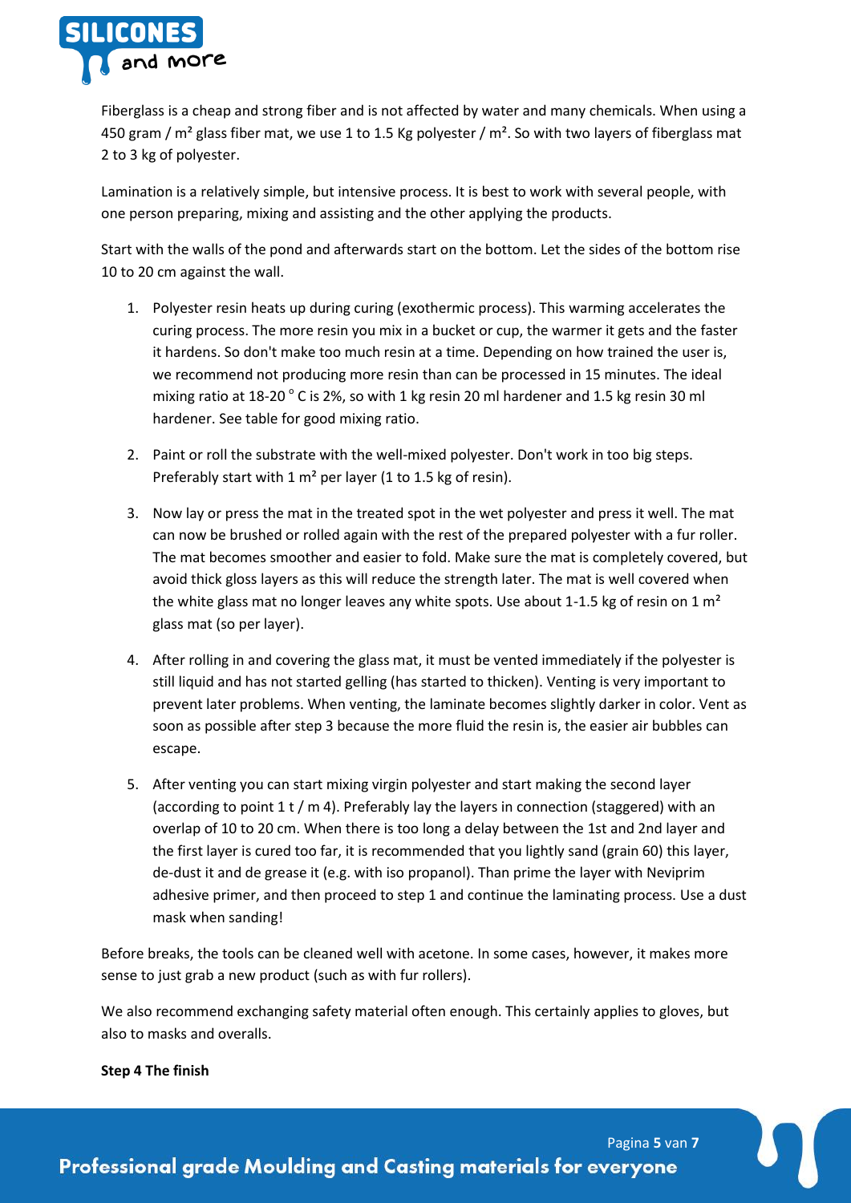Fiberglass is a cheap and strong fiber and is not affected by water and many chemicals. When using a 450 gram / m² glass fiber mat, we use 1 to 1.5 Kg polyester / m². So with two layers of fiberglass mat 2 to 3 kg of polyester.

Lamination is a relatively simple, but intensive process. It is best to work with several people, with one person preparing, mixing and assisting and the other applying the products.

Start with the walls of the pond and afterwards start on the bottom. Let the sides of the bottom rise 10 to 20 cm against the wall.

1. Polyester resin heats up during curing (exothermic process). This warming accelerates the curing process. The more resin you mix in a bucket or cup, the warmer it gets and the faster it hardens. So don't make too much resin at a time. Depending on how trained the user is, we recommend not producing more resin than can be processed in 15 minutes. The ideal mixing ratio at 18-20 ° C is 2%, so with 1 kg resin 20 ml hardener and 1.5 kg resin 30 ml hardener. See table for good mixing ratio.

2. Paint or roll the substrate with the well-mixed polyester. Don't work in too big steps. Preferably start with 1 m² per layer (1 to 1.5 kg of resin).

3. Now lay or press the mat in the treated spot in the wet polyester and press it well. The mat can now be brushed or rolled again with the rest of the prepared polyester with a fur roller. The mat becomes smoother and easier to fold. Make sure the mat is completely covered, but avoid thick gloss layers as this will reduce the strength later. The mat is well covered when the white glass mat no longer leaves any white spots. Use about 1-1.5 kg of resin on 1 m² glass mat (so per layer).

4. After rolling in and covering the glass mat, it must be vented immediately if the polyester is still liquid and has not started gelling (has started to thicken). Venting is very important to prevent later problems. When venting, the laminate becomes slightly darker in color. Vent as soon as possible after step 3 because the more fluid the resin is, the easier air bubbles can escape.

5. After venting you can start mixing virgin polyester and start making the second layer (according to point 1 t / m 4). Preferably lay the layers in connection (staggered) with an overlap of 10 to 20 cm. When there is too long a delay between the 1st and 2nd layer and the first layer is cured too far, it is recommended that you lightly sand (grain 60) this layer, de-dust it and de grease it (e.g. with iso propanol). Than prime the layer with Neviprim adhesive primer, and then proceed to step 1 and continue the laminating process. Use a dust mask when sanding!

Before breaks, the tools can be cleaned well with acetone. In some cases, however, it makes more sense to just grab a new product (such as with fur rollers).

We also recommend exchanging safety material often enough. This certainly applies to gloves, but also to masks and overalls.

**Step 4 The finish**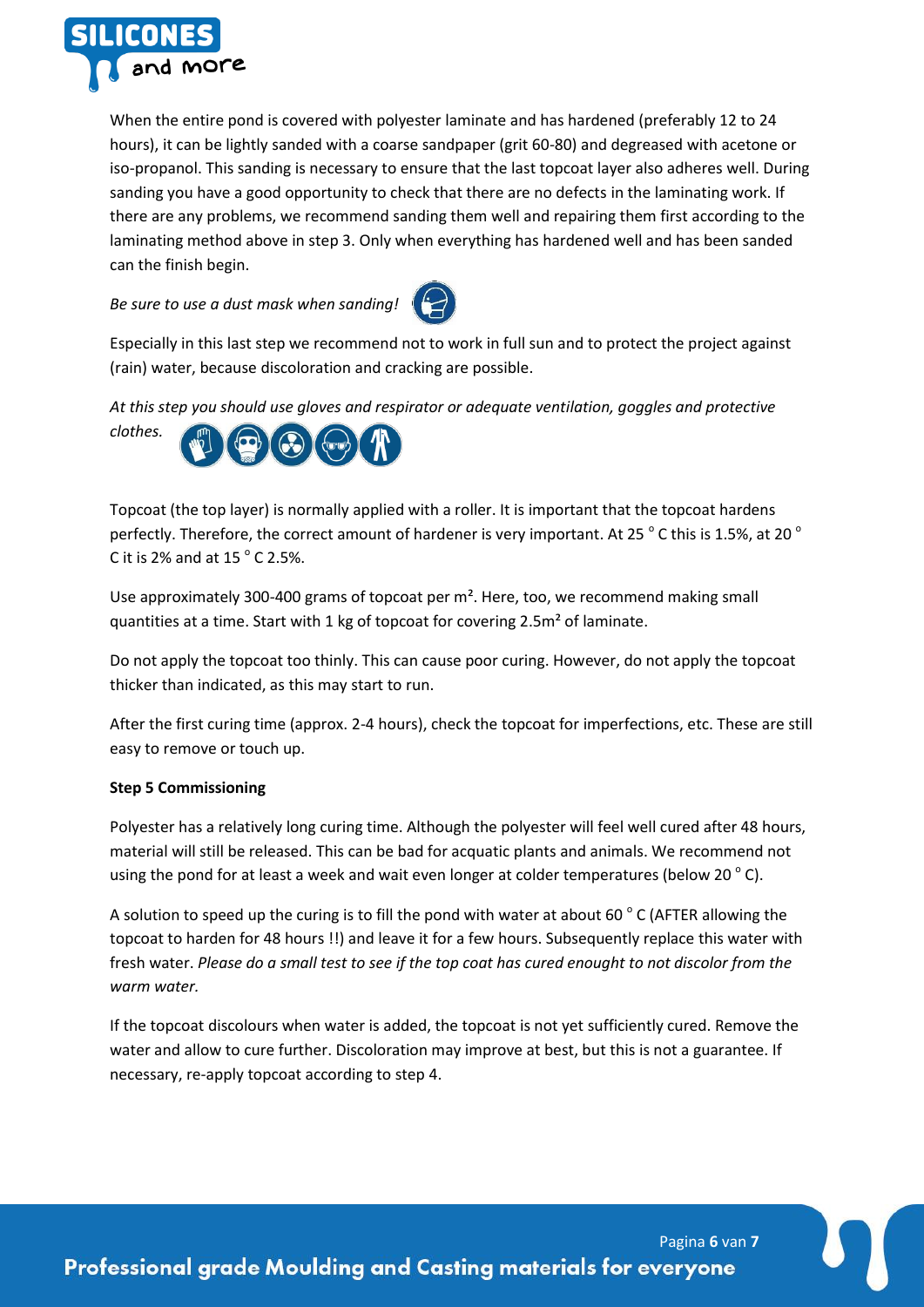When the entire pond is covered with polyester laminate and has hardened (preferably 12 to 24 hours), it can be lightly sanded with a coarse sandpaper (grit 60-80) and degreased with acetone or iso-propanol. This sanding is necessary to ensure that the last topcoat layer also adheres well. During sanding you have a good opportunity to check that there are no defects in the laminating work. If there are any problems, we recommend sanding them well and repairing them first according to the laminating method above in step 3. Only when everything has hardened well and has been sanded can the finish begin.

*Be sure to use a dust mask when sanding!*

Especially in this last step we recommend not to work in full sun and to protect the project against (rain) water, because discoloration and cracking are possible.

*At this step you should use gloves and respirator or adequate ventilation, goggles and protective clothes.*

Topcoat (the top layer) is normally applied with a roller. It is important that the topcoat hardens perfectly. Therefore, the correct amount of hardener is very important. At 25 °C this is 1.5%, at 20 °C it is 2% and at 15 °C 2.5%.

Use approximately 300-400 grams of topcoat per m². Here, too, we recommend making small quantities at a time. Start with 1 kg of topcoat for covering 2.5m² of laminate.

Do not apply the topcoat too thinly. This can cause poor curing. However, do not apply the topcoat thicker than indicated, as this may start to run.

After the first curing time (approx. 2-4 hours), check the topcoat for imperfections, etc. These are still easy to remove or touch up.

**Step 5 Commissioning**

Polyester has a relatively long curing time. Although the polyester will feel well cured after 48 hours, material will still be released. This can be bad for acquatic plants and animals. We recommend not using the pond for at least a week and wait even longer at colder temperatures (below 20 °C).

A solution to speed up the curing is to fill the pond with water at about 60 °C (AFTER allowing the topcoat to harden for 48 hours !!) and leave it for a few hours. Subsequently replace this water with fresh water. *Please do a small test to see if the top coat has cured enought to not discolor from the warm water.*

If the topcoat discolours when water is added, the topcoat is not yet sufficiently cured. Remove the water and allow to cure further. Discoloration may improve at best, but this is not a guarantee. If necessary, re-apply topcoat according to step 4.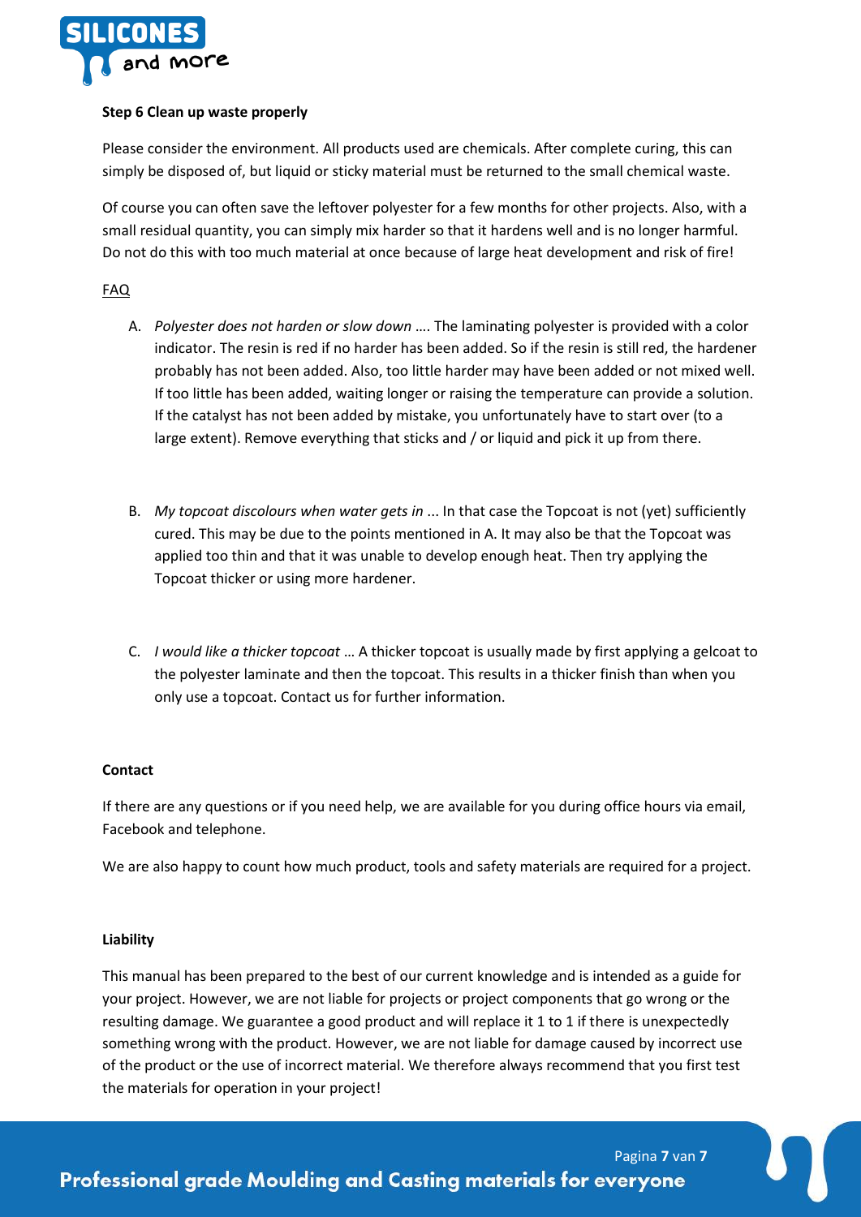**Step 6 Clean up waste properly**

Please consider the environment. All products used are chemicals. After complete curing, this can simply be disposed of, but liquid or sticky material must be returned to the small chemical waste.

Of course you can often save the leftover polyester for a few months for other projects. Also, with a small residual quantity, you can simply mix harder so that it hardens well and is no longer harmful. Do not do this with too much material at once because of large heat development and risk of fire!

FAQ

A. *Polyester does not harden or slow down* …. The laminating polyester is provided with a color indicator. The resin is red if no harder has been added. So if the resin is still red, the hardener probably has not been added. Also, too little harder may have been added or not mixed well. If too little has been added, waiting longer or raising the temperature can provide a solution. If the catalyst has not been added by mistake, you unfortunately have to start over (to a large extent). Remove everything that sticks and / or liquid and pick it up from there.

B. *My topcoat discolours when water gets in* ... In that case the Topcoat is not (yet) sufficiently cured. This may be due to the points mentioned in A. It may also be that the Topcoat was applied too thin and that it was unable to develop enough heat. Then try applying the Topcoat thicker or using more hardener.

C. *I would like a thicker topcoat* … A thicker topcoat is usually made by first applying a gelcoat to the polyester laminate and then the topcoat. This results in a thicker finish than when you only use a topcoat. Contact us for further information.

**Contact**

If there are any questions or if you need help, we are available for you during office hours via email, Facebook and telephone.

We are also happy to count how much product, tools and safety materials are required for a project.

**Liability**

This manual has been prepared to the best of our current knowledge and is intended as a guide for your project. However, we are not liable for projects or project components that go wrong or the resulting damage. We guarantee a good product and will replace it 1 to 1 if there is unexpectedly something wrong with the product. However, we are not liable for damage caused by incorrect use of the product or the use of incorrect material. We therefore always recommend that you first test the materials for operation in your project!